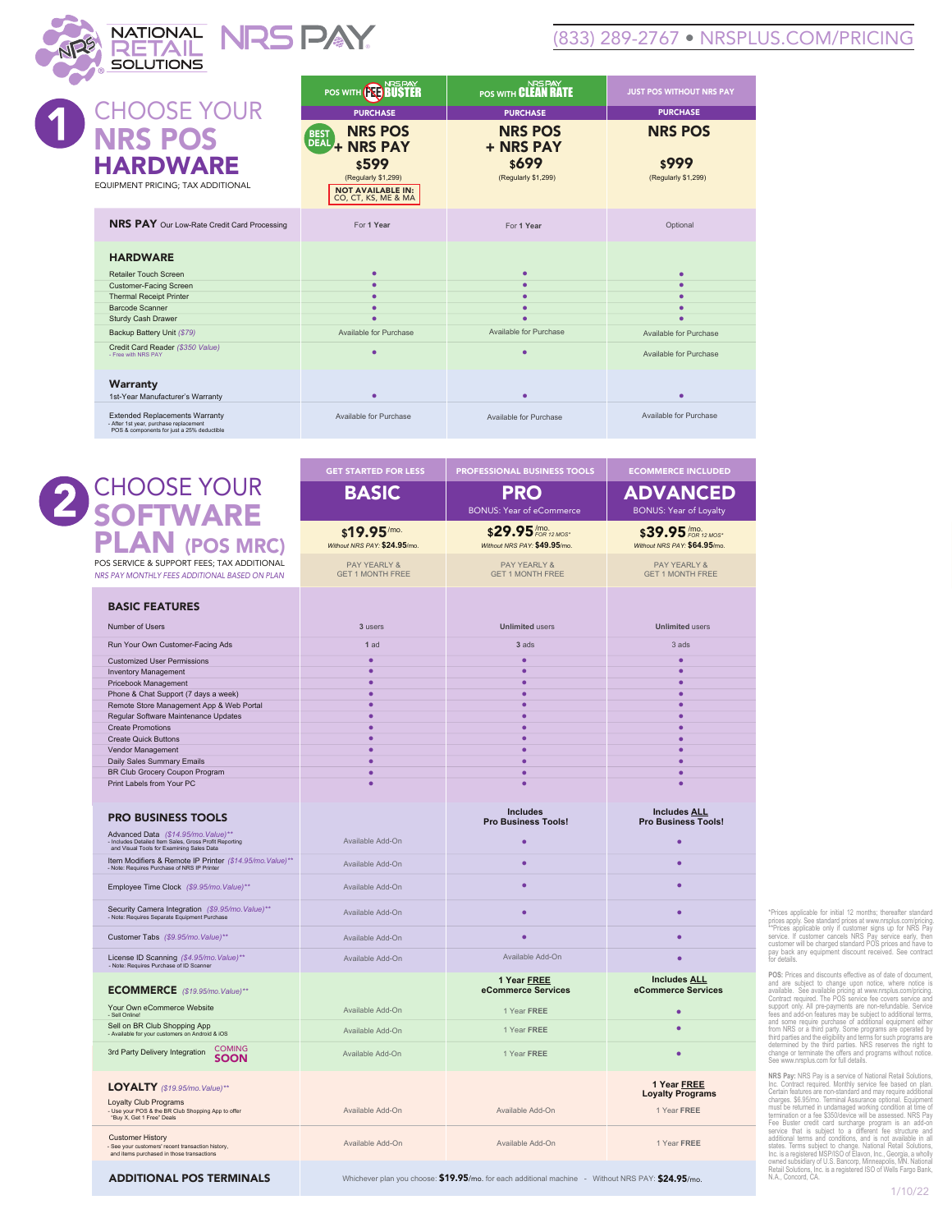NATIONAL RETAIL SOLUTIONS NRS PAY

(833) 289-2767 • NRSPLUS.COM/PRICING

# 1 CHOOSE YOUR NRS POS HARDWARE

EQUIPMENT PRICING; TAX ADDITIONAL

| | POS WITH NRS PAY FEE BUSTER | POS WITH NRS PAY CLEAN RATE | JUST POS WITHOUT NRS PAY |
|---|---|---|---|
| | PURCHASE | PURCHASE | PURCHASE |
| | BEST DEAL NRS POS + NRS PAY $599 (Regularly $1,299) NOT AVAILABLE IN: CO, CT, KS, ME & MA | NRS POS + NRS PAY $699 (Regularly $1,299) | NRS POS $999 (Regularly $1,299) |
| **NRS PAY** Our Low-Rate Credit Card Processing | For **1 Year** | For **1 Year** | Optional |
| **HARDWARE** | | | |
| Retailer Touch Screen | • | • | • |
| Customer-Facing Screen | • | • | • |
| Thermal Receipt Printer | • | • | • |
| Barcode Scanner | • | • | • |
| Sturdy Cash Drawer | • | • | • |
| Backup Battery Unit *($79)* | Available for Purchase | Available for Purchase | Available for Purchase |
| Credit Card Reader *($350 Value)* - Free with NRS PAY | • | • | Available for Purchase |
| **Warranty** | | | |
| 1st-Year Manufacturer's Warranty | • | • | • |
| Extended Replacements Warranty - After 1st year, purchase replacement POS & components for just a 25% deductible | Available for Purchase | Available for Purchase | Available for Purchase |

# 2 CHOOSE YOUR SOFTWARE PLAN (POS MRC)

POS SERVICE & SUPPORT FEES; TAX ADDITIONAL

*NRS PAY MONTHLY FEES ADDITIONAL BASED ON PLAN*

| | GET STARTED FOR LESS | PROFESSIONAL BUSINESS TOOLS | ECOMMERCE INCLUDED |
|---|---|---|---|
| | **BASIC** | **PRO** BONUS: Year of eCommerce | **ADVANCED** BONUS: Year of Loyalty |
| | $19.95/mo. *Without NRS PAY:* $24.95/mo. | $29.95/mo. FOR 12 MOS* *Without NRS PAY:* $49.95/mo. | $39.95/mo. FOR 12 MOS* *Without NRS PAY:* $64.95/mo. |
| | PAY YEARLY & GET 1 MONTH FREE | PAY YEARLY & GET 1 MONTH FREE | PAY YEARLY & GET 1 MONTH FREE |
| **BASIC FEATURES** | | | |
| Number of Users | 3 users | **Unlimited** users | **Unlimited** users |
| Run Your Own Customer-Facing Ads | 1 ad | 3 ads | 3 ads |
| Customized User Permissions | • | • | • |
| Inventory Management | • | • | • |
| Pricebook Management | • | • | • |
| Phone & Chat Support (7 days a week) | • | • | • |
| Remote Store Management App & Web Portal | • | • | • |
| Regular Software Maintenance Updates | • | • | • |
| Create Promotions | • | • | • |
| Create Quick Buttons | • | • | • |
| Vendor Management | • | • | • |
| Daily Sales Summary Emails | • | • | • |
| BR Club Grocery Coupon Program | • | • | • |
| Print Labels from Your PC | • | • | • |
| **PRO BUSINESS TOOLS** | | **Includes Pro Business Tools!** | **Includes ALL Pro Business Tools!** |
| Advanced Data *($14.95/mo. Value)*** - Includes Detailed Item Sales, Gross Profit Reporting and Visual Tools for Examining Sales Data | Available Add-On | • | • |
| Item Modifiers & Remote IP Printer *($14.95/mo. Value)*** - Note: Requires Purchase of NRS IP Printer | Available Add-On | • | • |
| Employee Time Clock *($9.95/mo. Value)*** | Available Add-On | • | • |
| Security Camera Integration *($9.95/mo. Value)*** - Note: Requires Separate Equipment Purchase | Available Add-On | • | • |
| Customer Tabs *($9.95/mo. Value)*** | Available Add-On | • | • |
| License ID Scanning *($4.95/mo. Value)*** - Note: Requires Purchase of ID Scanner | Available Add-On | Available Add-On | • |
| **ECOMMERCE** *($19.95/mo. Value)*** | | **1 Year FREE eCommerce Services** | **Includes ALL eCommerce Services** |
| Your Own eCommerce Website - Sell Online! | Available Add-On | 1 Year **FREE** | • |
| Sell on BR Club Shopping App - Available for your customers on Android & iOS | Available Add-On | 1 Year **FREE** | • |
| 3rd Party Delivery Integration COMING SOON | Available Add-On | 1 Year **FREE** | • |
| **LOYALTY** *($19.95/mo. Value)*** | | | **1 Year FREE Loyalty Programs** |
| Loyalty Club Programs - Use your POS & the BR Club Shopping App to offer "Buy X, Get 1 Free" Deals | Available Add-On | Available Add-On | 1 Year **FREE** |
| Customer History - See your customers' recent transaction history, and items purchased in those transactions | Available Add-On | Available Add-On | 1 Year **FREE** |
| **ADDITIONAL POS TERMINALS** | Whichever plan you choose: **$19.95**/mo. for each additional machine - Without NRS PAY: **$24.95**/mo. | | |

*Prices applicable for initial 12 months; thereafter standard prices apply. See standard prices at www.nrsplus.com/pricing. **Prices applicable only if customer signs up for NRS Pay service. If customer cancels NRS Pay service early, then customer will be charged standard POS prices and have to pay back any equipment discount received. See contract for details.

**POS:** Prices and discounts effective as of date of document, and are subject to change upon notice, where notice is available. See available pricing at www.nrsplus.com/pricing. Contract required. The POS service fee covers service and support only. All pre-payments are non-refundable. Service fees and add-on features may be subject to additional terms, and some require purchase of additional equipment either from NRS or a third party. Some programs are operated by third parties and the eligibility and terms for such programs are determined by the third parties. NRS reserves the right to change or terminate the offers and programs without notice. See www.nrsplus.com for full details.

**NRS Pay:** NRS Pay is a service of National Retail Solutions, Inc. Contract required. Monthly service fee based on plan. Certain features are non-standard and may require additional charges. $6.95/mo. Terminal Assurance optional. Equipment must be returned in undamaged working condition at time of termination or a fee $350/device will be assessed. NRS Pay Fee Buster credit card surcharge program is an add-on service that is subject to a different fee structure and additional terms and conditions, and is not available in all states. Terms subject to change. National Retail Solutions, Inc. is a registered MSP/ISO of Elavon, Inc., Georgia, a wholly owned subsidiary of U.S. Bancorp, Minneapolis, MN. National Retail Solutions, Inc. is a registered ISO of Wells Fargo Bank, N.A., Concord, CA.

1/10/22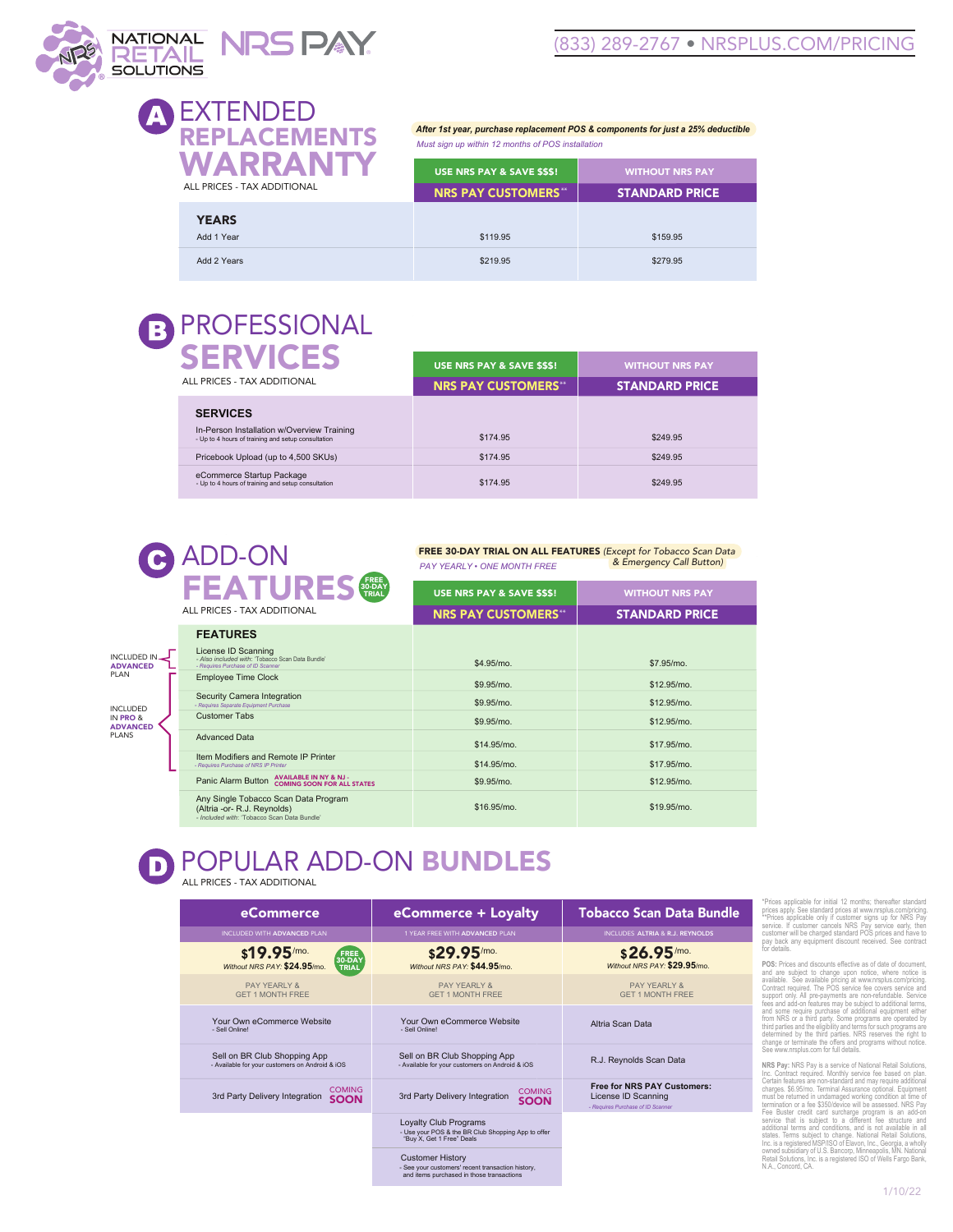NATIONAL RETAIL SOLUTIONS NRS PAY

(833) 289-2767 • NRSPLUS.COM/PRICING

# A EXTENDED REPLACEMENTS WARRANTY

ALL PRICES - TAX ADDITIONAL

*After 1st year, purchase replacement POS & components for just a 25% deductible*
*Must sign up within 12 months of POS installation*

| | USE NRS PAY & SAVE $$$! NRS PAY CUSTOMERS** | WITHOUT NRS PAY STANDARD PRICE |
|---|---|---|
| **YEARS** | | |
| Add 1 Year | $119.95 | $159.95 |
| Add 2 Years | $219.95 | $279.95 |

# B PROFESSIONAL SERVICES

ALL PRICES - TAX ADDITIONAL

| | USE NRS PAY & SAVE $$$! NRS PAY CUSTOMERS** | WITHOUT NRS PAY STANDARD PRICE |
|---|---|---|
| **SERVICES** | | |
| In-Person Installation w/Overview Training<br>- Up to 4 hours of training and setup consultation | $174.95 | $249.95 |
| Pricebook Upload (up to 4,500 SKUs) | $174.95 | $249.95 |
| eCommerce Startup Package<br>- Up to 4 hours of training and setup consultation | $174.95 | $249.95 |

# C ADD-ON FEATURES

FREE 30-DAY TRIAL

ALL PRICES - TAX ADDITIONAL

**FREE 30-DAY TRIAL ON ALL FEATURES** *(Except for Tobacco Scan Data & Emergency Call Button)*
*PAY YEARLY • ONE MONTH FREE*

| | | USE NRS PAY & SAVE $$$! NRS PAY CUSTOMERS** | WITHOUT NRS PAY STANDARD PRICE |
|---|---|---|---|
| | **FEATURES** | | |
| INCLUDED IN ADVANCED PLAN | License ID Scanning<br>- *Also included with: 'Tobacco Scan Data Bundle'*<br>- *Requires Purchase of ID Scanner* | $4.95/mo. | $7.95/mo. |
| INCLUDED IN PRO & ADVANCED PLANS | Employee Time Clock | $9.95/mo. | $12.95/mo. |
| INCLUDED IN PRO & ADVANCED PLANS | Security Camera Integration<br>- *Requires Separate Equipment Purchase* | $9.95/mo. | $12.95/mo. |
| INCLUDED IN PRO & ADVANCED PLANS | Customer Tabs | $9.95/mo. | $12.95/mo. |
| INCLUDED IN PRO & ADVANCED PLANS | Advanced Data | $14.95/mo. | $17.95/mo. |
| INCLUDED IN PRO & ADVANCED PLANS | Item Modifiers and Remote IP Printer<br>- *Requires Purchase of NRS IP Printer* | $14.95/mo. | $17.95/mo. |
| | Panic Alarm Button AVAILABLE IN NY & NJ - COMING SOON FOR ALL STATES | $9.95/mo. | $12.95/mo. |
| | Any Single Tobacco Scan Data Program (Altria -or- R.J. Reynolds)<br>- *Included with: 'Tobacco Scan Data Bundle'* | $16.95/mo. | $19.95/mo. |

# D POPULAR ADD-ON BUNDLES

ALL PRICES - TAX ADDITIONAL

| eCommerce | eCommerce + Loyalty | Tobacco Scan Data Bundle |
|---|---|---|
| INCLUDED WITH ADVANCED PLAN | 1 YEAR FREE WITH ADVANCED PLAN | INCLUDES ALTRIA & R.J. REYNOLDS |
| **$19.95**/mo. *Without NRS PAY:* **$24.95**/mo. FREE 30-DAY TRIAL | **$29.95**/mo. *Without NRS PAY:* **$44.95**/mo. | **$26.95**/mo. *Without NRS PAY:* **$29.95**/mo. |
| PAY YEARLY & GET 1 MONTH FREE | PAY YEARLY & GET 1 MONTH FREE | PAY YEARLY & GET 1 MONTH FREE |
| Your Own eCommerce Website<br>- Sell Online! | Your Own eCommerce Website<br>- Sell Online! | Altria Scan Data |
| Sell on BR Club Shopping App<br>- Available for your customers on Android & iOS | Sell on BR Club Shopping App<br>- Available for your customers on Android & iOS | R.J. Reynolds Scan Data |
| 3rd Party Delivery Integration COMING SOON | 3rd Party Delivery Integration COMING SOON | **Free for NRS PAY Customers:** License ID Scanning<br>- *Requires Purchase of ID Scanner* |
| | Loyalty Club Programs<br>- Use your POS & the BR Club Shopping App to offer "Buy X, Get 1 Free" Deals | |
| | Customer History<br>- See your customers' recent transaction history, and items purchased in those transactions | |

*Prices applicable for initial 12 months; thereafter standard prices apply. See standard prices at www.nrsplus.com/pricing. **Prices applicable only if customer signs up for NRS Pay service. If customer cancels NRS Pay service early, then customer will be charged standard POS prices and have to pay back any equipment discount received. See contract for details.

**POS:** Prices and discounts effective as of date of document, and are subject to change upon notice, where notice is available. See available pricing at www.nrsplus.com/pricing. Contract required. The POS service fee covers service and support only. All pre-payments are non-refundable. Service fees and add-on features may be subject to additional terms, and some require purchase of additional equipment either from NRS or a third party. Some programs are operated by third parties and the eligibility and terms for such programs are determined by the third parties. NRS reserves the right to change or terminate the offers and programs without notice. See www.nrsplus.com for full details.

**NRS Pay:** NRS Pay is a service of National Retail Solutions, Inc. Contract required. Monthly service fee based on plan. Certain features are non-standard and may require additional charges. $6.95/mo. Terminal Assurance optional. Equipment must be returned in undamaged working condition at time of termination or a fee $350/device will be assessed. NRS Pay Fee Buster credit card surcharge program is an add-on service that is subject to a different fee structure and additional terms and conditions, and is not available in all states. Terms subject to change. National Retail Solutions, Inc. is a registered MSP/ISO of Elavon, Inc., Georgia, a wholly owned subsidiary of U.S. Bancorp, Minneapolis, MN. National Retail Solutions, Inc. is a registered ISO of Wells Fargo Bank, N.A., Concord, CA.

1/10/22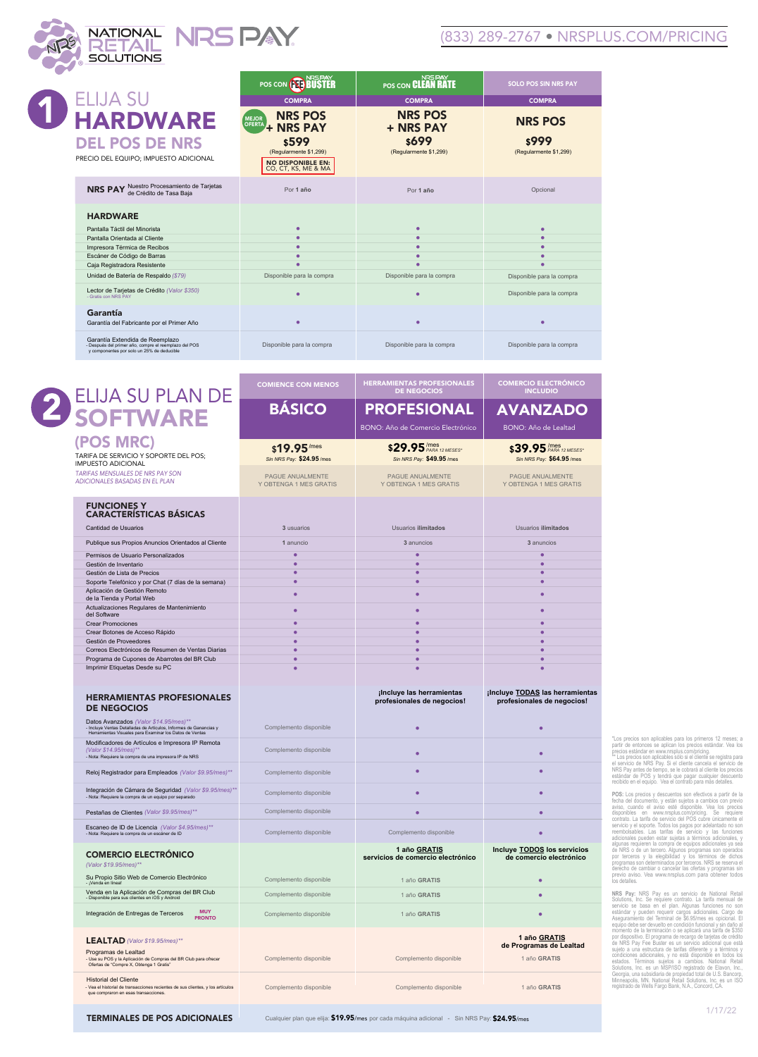NATIONAL RETAIL SOLUTIONS | NRS PAY

(833) 289-2767 • NRSPLUS.COM/PRICING

# 1 ELIJA SU HARDWARE DEL POS DE NRS

PRECIO DEL EQUIPO; IMPUESTO ADICIONAL

| | POS CON FEE BUSTER | POS CON CLEAN RATE | SOLO POS SIN NRS PAY |
|---|---|---|---|
| | COMPRA | COMPRA | COMPRA |
| | MEJOR OFERTA **NRS POS + NRS PAY** **$599** (Regularmente $1,299) **NO DISPONIBLE EN: CO, CT, KS, ME & MA** | **NRS POS + NRS PAY** **$699** (Regularmente $1,299) | **NRS POS** **$999** (Regularmente $1,299) |
| **NRS PAY** Nuestro Procesamiento de Tarjetas de Crédito de Tasa Baja | Por **1 año** | Por **1 año** | Opcional |
| **HARDWARE** | | | |
| Pantalla Táctil del Minorista | • | • | • |
| Pantalla Orientada al Cliente | • | • | • |
| Impresora Térmica de Recibos | • | • | • |
| Escáner de Código de Barras | • | • | • |
| Caja Registradora Resistente | • | • | • |
| Unidad de Batería de Respaldo *($79)* | Disponible para la compra | Disponible para la compra | Disponible para la compra |
| Lector de Tarjetas de Crédito *(Valor $350)* - Gratis con NRS PAY | • | • | Disponible para la compra |
| **Garantía** | | | |
| Garantía del Fabricante por el Primer Año | • | • | • |
| Garantía Extendida de Reemplazo - Después del primer año, compre el reemplazo del POS y componentes por solo un 25% de deducible | Disponible para la compra | Disponible para la compra | Disponible para la compra |

# 2 ELIJA SU PLAN DE SOFTWARE (POS MRC)

TARIFA DE SERVICIO Y SOPORTE DEL POS; IMPUESTO ADICIONAL

*TARIFAS MENSUALES DE NRS PAY SON ADICIONALES BASADAS EN EL PLAN*

| | COMIENCE CON MENOS | HERRAMIENTAS PROFESIONALES DE NEGOCIOS | COMERCIO ELECTRÓNICO INCLUIDO |
|---|---|---|---|
| | **BÁSICO** | **PROFESIONAL** BONO: Año de Comercio Electrónico | **AVANZADO** BONO: Año de Lealtad |
| | **$19.95** /mes *Sin NRS Pay:* **$24.95** /mes | **$29.95** /mes *PARA 12 MESES** *Sin NRS Pay:* **$49.95** /mes | **$39.95** /mes *PARA 12 MESES** *Sin NRS Pay:* **$64.95** /mes |
| | PAGUE ANUALMENTE Y OBTENGA 1 MES GRATIS | PAGUE ANUALMENTE Y OBTENGA 1 MES GRATIS | PAGUE ANUALMENTE Y OBTENGA 1 MES GRATIS |
| **FUNCIONES Y CARACTERÍSTICAS BÁSICAS** | | | |
| Cantidad de Usuarios | 3 usuarios | Usuarios **ilimitados** | Usuarios **ilimitados** |
| Publique sus Propios Anuncios Orientados al Cliente | 1 anuncio | 3 anuncios | 3 anuncios |
| Permisos de Usuario Personalizados | • | • | • |
| Gestión de Inventario | • | • | • |
| Gestión de Lista de Precios | • | • | • |
| Soporte Telefónico y por Chat (7 días de la semana) | • | • | • |
| Aplicación de Gestión Remoto de la Tienda y Portal Web | • | • | • |
| Actualizaciones Regulares de Mantenimiento del Software | • | • | • |
| Crear Promociones | • | • | • |
| Crear Botones de Acceso Rápido | • | • | • |
| Gestión de Proveedores | • | • | • |
| Correos Electrónicos de Resumen de Ventas Diarias | • | • | • |
| Programa de Cupones de Abarrotes del BR Club | • | • | • |
| Imprimir Etiquetas Desde su PC | • | • | • |
| **HERRAMIENTAS PROFESIONALES DE NEGOCIOS** | | **¡Incluye las herramientas profesionales de negocios!** | **¡Incluye TODAS las herramientas profesionales de negocios!** |
| Datos Avanzados *(Valor $14.95/mes)*** - Incluye Ventas Detalladas de Artículos, Informes de Ganancias y Herramientas Visuales para Examinar los Datos de Ventas | Complemento disponible | • | • |
| Modificadores de Artículos e Impresora IP Remota *(Valor $14.95/mes)*** - Nota: Requiere la compra de una impresora IP de NRS | Complemento disponible | • | • |
| Reloj Registrador para Empleados *(Valor $9.95/mes)*** | Complemento disponible | • | • |
| Integración de Cámara de Seguridad *(Valor $9.95/mes)*** - Nota: Requiere la compra de un equipo por separado | Complemento disponible | • | • |
| Pestañas de Clientes *(Valor $9.95/mes)*** | Complemento disponible | • | • |
| Escaneo de ID de Licencia *(Valor $4.95/mes)*** - Nota: Requiere la compra de un escáner de ID | Complemento disponible | Complemento disponible | • |
| **COMERCIO ELECTRÓNICO** *(Valor $19.95/mes)*** | | **1 año GRATIS servicios de comercio electrónico** | **Incluye TODOS los servicios de comercio electrónico** |
| Su Propio Sitio Web de Comercio Electrónico - ¡Venda en línea! | Complemento disponible | 1 año **GRATIS** | • |
| Venda en la Aplicación de Compras del BR Club - Disponible para sus clientes en iOS y Android | Complemento disponible | 1 año **GRATIS** | • |
| Integración de Entregas de Terceros **MUY PRONTO** | Complemento disponible | 1 año **GRATIS** | • |
| **LEALTAD** *(Valor $19.95/mes)*** | | | **1 año GRATIS de Programas de Lealtad** |
| Programas de Lealtad - Use su POS y la Aplicación de Compras del BR Club para ofrecer Ofertas de "Compre X, Obtenga 1 Gratis" | Complemento disponible | Complemento disponible | 1 año **GRATIS** |
| Historial del Cliente - Vea el historial de transacciones recientes de sus clientes, y los artículos que compraron en esas transacciones. | Complemento disponible | Complemento disponible | 1 año **GRATIS** |
| **TERMINALES DE POS ADICIONALES** | Cualquier plan que elija: **$19.95**/mes por cada máquina adicional - Sin NRS Pay: **$24.95**/mes | | |

*Los precios son aplicables para los primeros 12 meses; a partir de entonces se aplican los precios estándar. Vea los precios estándar en www.nrsplus.com/pricing.
** Los precios son aplicables sólo si el cliente se registra para el servicio de NRS Pay. Si el cliente cancela el servicio de NRS Pay antes de tiempo, se le cobrará al cliente los precios estándar de POS y tendrá que pagar cualquier descuento recibido en el equipo. Vea el contrato para más detalles.

**POS:** Los precios y descuentos son efectivos a partir de la fecha del documento, y están sujetos a cambios con previo aviso, cuando el aviso esté disponible. Vea los precios disponibles en www.nrsplus.com/pricing. Se requiere contrato. La tarifa de servicio del POS cubre únicamente el servicio y el soporte. Todos los pagos por adelantado no son reembolsables. Las tarifas de servicio y las funciones adicionales pueden estar sujetas a términos adicionales, y algunas requieren la compra de equipos adicionales ya sea de NRS o de un tercero. Algunos programas son operados por terceros y la elegibilidad y los términos de dichos programas son determinados por terceros. NRS se reserva el derecho de cambiar o cancelar las ofertas y programas sin previo aviso. Vea www.nrsplus.com para obtener todos los detalles.

**NRS Pay:** NRS Pay es un servicio de National Retail Solutions, Inc. Se requiere contrato. La tarifa mensual de servicio se basa en el plan. Algunas funciones no son estándar y pueden requerir cargos adicionales. Cargo de Aseguramiento del Terminal de $6.95/mes es opcional. El equipo debe ser devuelto en condición funcional y sin daño al momento de la terminación o se aplicará una tarifa de $350 por dispositivo. El programa de recargo de tarjetas de crédito de NRS Pay Fee Buster es un servicio adicional que está sujeto a una estructura de tarifas diferente y a términos y condiciones adicionales, y no está disponible en todos los estados. Términos sujetos a cambios. National Retail Solutions, Inc. es un MSP/ISO registrado de Elavon, Inc., Georgia, una subsidiaria de propiedad total de U.S. Bancorp, Minneapolis, MN. National Retail Solutions, Inc. es un ISO registrado de Wells Fargo Bank, N.A., Concord, CA.

1/17/22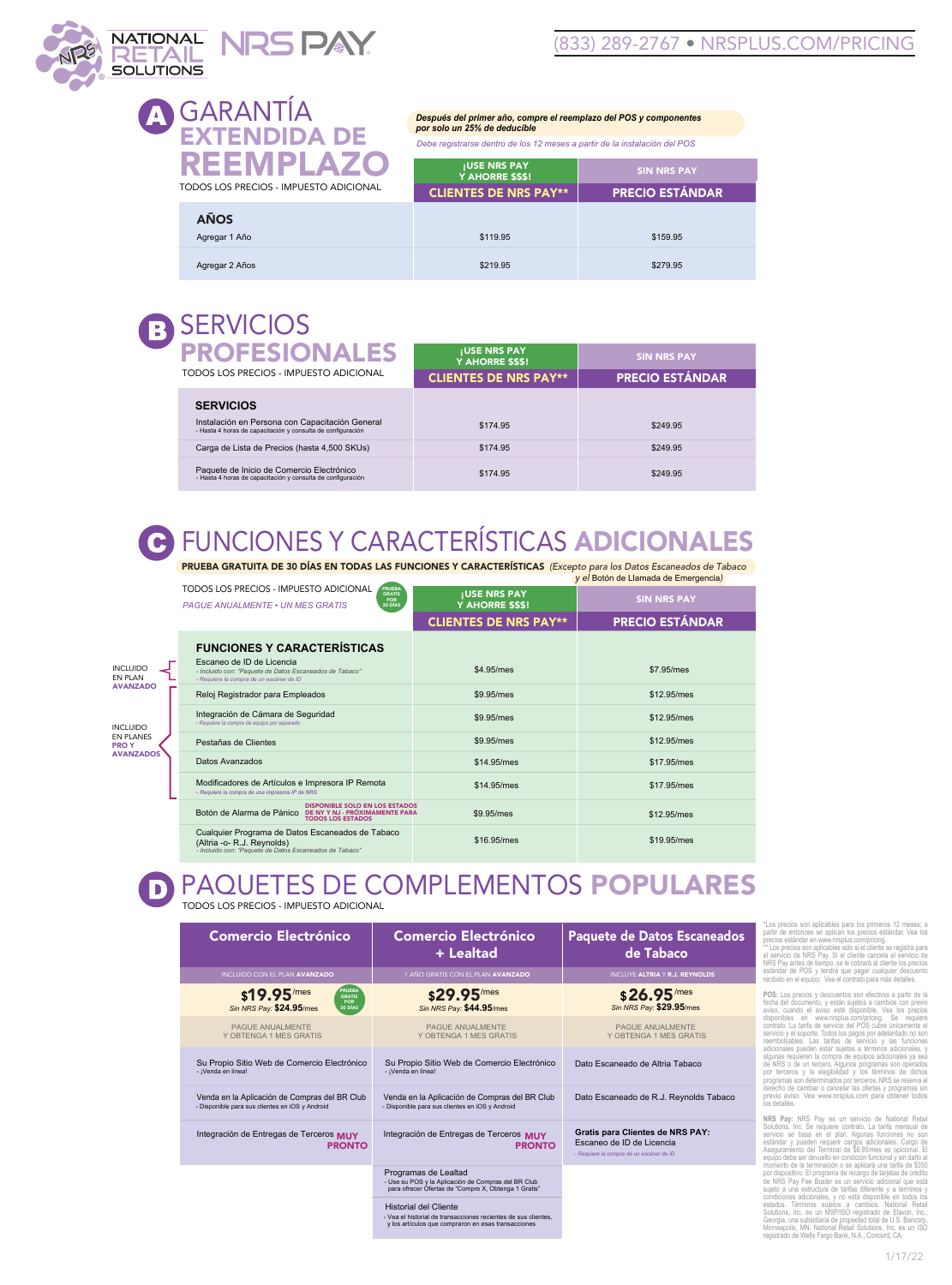NATIONAL RETAIL SOLUTIONS — NRS PAY

(833) 289-2767 • NRSPLUS.COM/PRICING

# A GARANTÍA EXTENDIDA DE REEMPLAZO

TODOS LOS PRECIOS - IMPUESTO ADICIONAL

***Después del primer año, compre el reemplazo del POS y componentes por solo un 25% de deducible***

*Debe registrarse dentro de los 12 meses a partir de la instalación del POS*

| | ¡USE NRS PAY Y AHORRE $$$! CLIENTES DE NRS PAY** | SIN NRS PAY PRECIO ESTÁNDAR |
|---|---|---|
| **AÑOS** | | |
| Agregar 1 Año | $119.95 | $159.95 |
| Agregar 2 Años | $219.95 | $279.95 |

# B SERVICIOS PROFESIONALES

TODOS LOS PRECIOS - IMPUESTO ADICIONAL

| | ¡USE NRS PAY Y AHORRE $$$! CLIENTES DE NRS PAY** | SIN NRS PAY PRECIO ESTÁNDAR |
|---|---|---|
| **SERVICIOS** | | |
| Instalación en Persona con Capacitación General - Hasta 4 horas de capacitación y consulta de configuración | $174.95 | $249.95 |
| Carga de Lista de Precios (hasta 4,500 SKUs) | $174.95 | $249.95 |
| Paquete de Inicio de Comercio Electrónico - Hasta 4 horas de capacitación y consulta de configuración | $174.95 | $249.95 |

# C FUNCIONES Y CARACTERÍSTICAS ADICIONALES

**PRUEBA GRATUITA DE 30 DÍAS EN TODAS LAS FUNCIONES Y CARACTERÍSTICAS** *(Excepto para los Datos Escaneados de Tabaco y el Botón de Llamada de Emergencia)*

TODOS LOS PRECIOS - IMPUESTO ADICIONAL — PRUEBA GRATIS POR 30 DÍAS

*PAGUE ANUALMENTE • UN MES GRATIS*

| | | ¡USE NRS PAY Y AHORRE $$$! CLIENTES DE NRS PAY** | SIN NRS PAY PRECIO ESTÁNDAR |
|---|---|---|---|
| | **FUNCIONES Y CARACTERÍSTICAS** | | |
| INCLUIDO EN PLAN **AVANZADO** | Escaneo de ID de Licencia - *Incluido con: "Paquete de Datos Escaneados de Tabaco"* - *Requiere la compra de un escáner de ID* | $4.95/mes | $7.95/mes |
| INCLUIDO EN PLANES **PRO Y AVANZADOS** | Reloj Registrador para Empleados | $9.95/mes | $12.95/mes |
| INCLUIDO EN PLANES **PRO Y AVANZADOS** | Integración de Cámara de Seguridad - *Requiere la compra de equipo por separado* | $9.95/mes | $12.95/mes |
| INCLUIDO EN PLANES **PRO Y AVANZADOS** | Pestañas de Clientes | $9.95/mes | $12.95/mes |
| INCLUIDO EN PLANES **PRO Y AVANZADOS** | Datos Avanzados | $14.95/mes | $17.95/mes |
| INCLUIDO EN PLANES **PRO Y AVANZADOS** | Modificadores de Artículos e Impresora IP Remota - *Requiere la compra de una impresora IP de NRS* | $14.95/mes | $17.95/mes |
| | Botón de Alarma de Pánico — DISPONIBLE SOLO EN LOS ESTADOS DE NY Y NJ - PRÓXIMAMENTE PARA TODOS LOS ESTADOS | $9.95/mes | $12.95/mes |
| | Cualquier Programa de Datos Escaneados de Tabaco (Altria -o- R.J. Reynolds) - *Incluido con: "Paquete de Datos Escaneados de Tabaco"* | $16.95/mes | $19.95/mes |

# D PAQUETES DE COMPLEMENTOS POPULARES

TODOS LOS PRECIOS - IMPUESTO ADICIONAL

| Comercio Electrónico | Comercio Electrónico + Lealtad | Paquete de Datos Escaneados de Tabaco |
|---|---|---|
| INCLUIDO CON EL PLAN **AVANZADO** | 1 AÑO GRATIS CON EL PLAN **AVANZADO** | INCLUYE **ALTRIA** Y **R.J. REYNOLDS** |
| **$19.95**/mes *Sin NRS Pay:* **$24.95**/mes (PRUEBA GRATIS POR 30 DÍAS) | **$29.95**/mes *Sin NRS Pay:* **$44.95**/mes | **$26.95**/mes *Sin NRS Pay:* **$29.95**/mes |
| PAGUE ANUALMENTE Y OBTENGA 1 MES GRATIS | PAGUE ANUALMENTE Y OBTENGA 1 MES GRATIS | PAGUE ANUALMENTE Y OBTENGA 1 MES GRATIS |
| Su Propio Sitio Web de Comercio Electrónico - ¡Venda en línea! | Su Propio Sitio Web de Comercio Electrónico - ¡Venda en línea! | Dato Escaneado de Altria Tabaco |
| Venda en la Aplicación de Compras del BR Club - Disponible para sus clientes en iOS y Android | Venda en la Aplicación de Compras del BR Club - Disponible para sus clientes en iOS y Android | Dato Escaneado de R.J. Reynolds Tabaco |
| Integración de Entregas de Terceros **MUY PRONTO** | Integración de Entregas de Terceros **MUY PRONTO** | **Gratis para Clientes de NRS PAY:** Escaneo de ID de Licencia - *Requiere la compra de un escáner de ID* |
| | Programas de Lealtad - Use su POS y la Aplicación de Compras del BR Club para ofrecer Ofertas de "Compre X, Obtenga 1 Gratis" | |
| | Historial del Cliente - Vea el historial de transacciones recientes de sus clientes, y los artículos que compraron en esas transacciones | |

*Los precios son aplicables para los primeros 12 meses; a partir de entonces se aplican los precios estándar. Vea los precios estándar en www.nrsplus.com/pricing.
** Los precios son aplicables solo si el cliente se registra para el servicio de NRS Pay. Si el cliente cancela el servicio de NRS Pay antes de tiempo, se le cobrará al cliente los precios estándar de POS y tendrá que pagar cualquier descuento recibido en el equipo. Vea el contrato para más detalles.

**POS:** Los precios y descuentos son efectivos a partir de la fecha del documento, y están sujetos a cambios con previo aviso, cuando el aviso esté disponible. Vea los precios disponibles en www.nrsplus.com/pricing. Se requiere contrato. La tarifa de servicio del POS cubre únicamente el servicio y el soporte. Todos los pagos por adelantado no son reembolsables. Las tarifas de servicio y las funciones adicionales pueden estar sujetas a términos adicionales, y algunas requieren la compra de equipos adicionales ya sea de NRS o de un tercero. Algunos programas son operados por terceros y la elegibilidad y los términos de dichos programas son determinados por terceros. NRS se reserva el derecho de cambiar o cancelar las ofertas y programas sin previo aviso. Vea www.nrsplus.com para obtener todos los detalles.

**NRS Pay:** NRS Pay es un servicio de National Retail Solutions, Inc. Se requiere contrato. La tarifa mensual de servicio se basa en el plan. Algunas funciones no son estándar y pueden requerir cargos adicionales. Cargo de Aseguramiento del Terminal de $6.95/mes es opcional. El equipo debe ser devuelto en condición funcional y sin daño al momento de la terminación o se aplicará una tarifa de $350 por dispositivo. El programa de recargo de tarjetas de crédito de NRS Pay Fee Buster es un servicio adicional que está sujeto a una estructura de tarifas diferente y a términos y condiciones adicionales, y no está disponible en todos los estados. Términos sujetos a cambios. National Retail Solutions, Inc. es un MSP/ISO registrado de Elavon, Inc., Georgia, una subsidiaria de propiedad total de U.S. Bancorp, Minneapolis, MN. National Retail Solutions, Inc. es un ISO registrado de Wells Fargo Bank, N.A., Concord, CA.

1/17/22